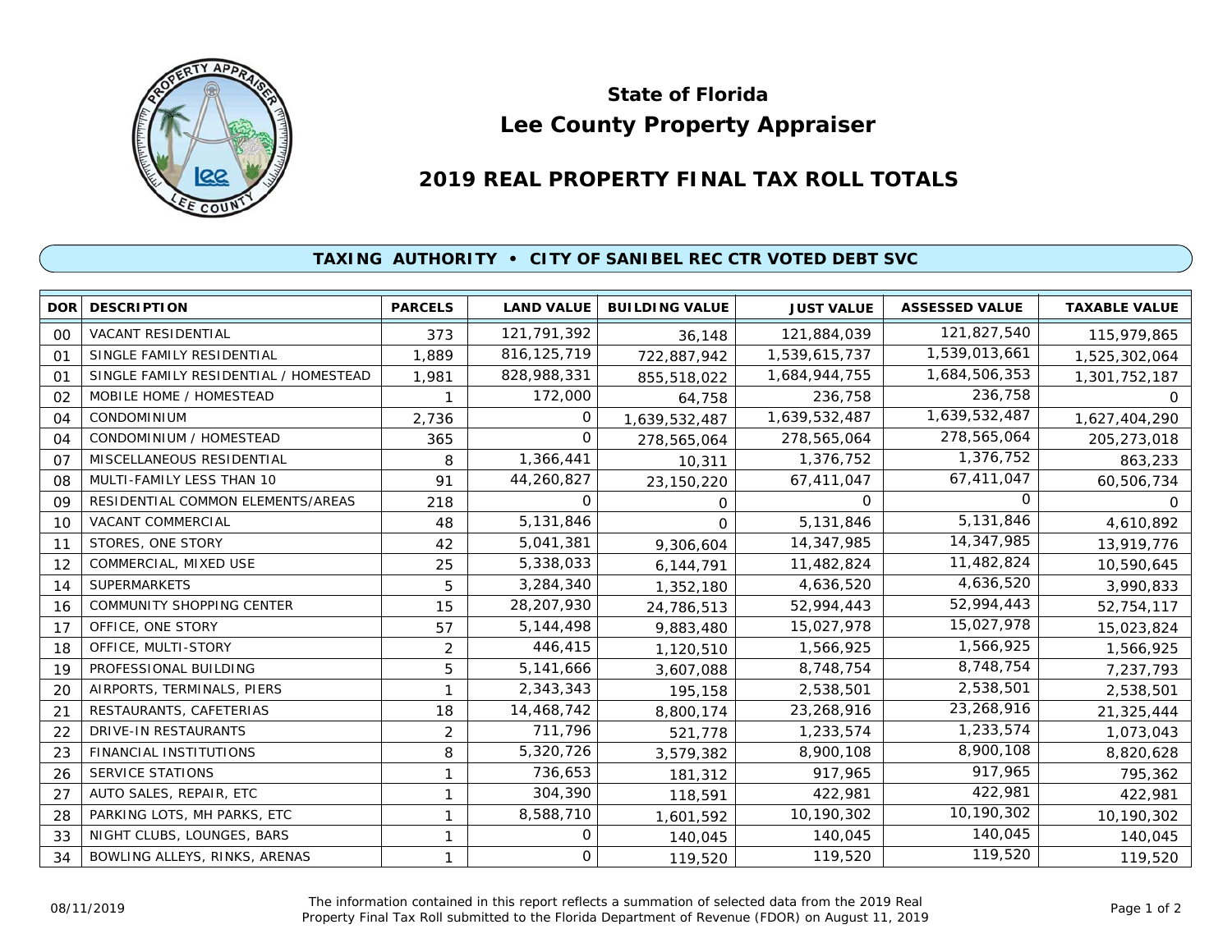# State of Florida
# Lee County Property Appraiser

## 2019 REAL PROPERTY FINAL TAX ROLL TOTALS

### TAXING AUTHORITY • CITY OF SANIBEL REC CTR VOTED DEBT SVC

| DOR | DESCRIPTION | PARCELS | LAND VALUE | BUILDING VALUE | JUST VALUE | ASSESSED VALUE | TAXABLE VALUE |
|---|---|---|---|---|---|---|---|
| 00 | VACANT RESIDENTIAL | 373 | 121,791,392 | 36,148 | 121,884,039 | 121,827,540 | 115,979,865 |
| 01 | SINGLE FAMILY RESIDENTIAL | 1,889 | 816,125,719 | 722,887,942 | 1,539,615,737 | 1,539,013,661 | 1,525,302,064 |
| 01 | SINGLE FAMILY RESIDENTIAL / HOMESTEAD | 1,981 | 828,988,331 | 855,518,022 | 1,684,944,755 | 1,684,506,353 | 1,301,752,187 |
| 02 | MOBILE HOME / HOMESTEAD | 1 | 172,000 | 64,758 | 236,758 | 236,758 | 0 |
| 04 | CONDOMINIUM | 2,736 | 0 | 1,639,532,487 | 1,639,532,487 | 1,639,532,487 | 1,627,404,290 |
| 04 | CONDOMINIUM / HOMESTEAD | 365 | 0 | 278,565,064 | 278,565,064 | 278,565,064 | 205,273,018 |
| 07 | MISCELLANEOUS RESIDENTIAL | 8 | 1,366,441 | 10,311 | 1,376,752 | 1,376,752 | 863,233 |
| 08 | MULTI-FAMILY LESS THAN 10 | 91 | 44,260,827 | 23,150,220 | 67,411,047 | 67,411,047 | 60,506,734 |
| 09 | RESIDENTIAL COMMON ELEMENTS/AREAS | 218 | 0 | 0 | 0 | 0 | 0 |
| 10 | VACANT COMMERCIAL | 48 | 5,131,846 | 0 | 5,131,846 | 5,131,846 | 4,610,892 |
| 11 | STORES, ONE STORY | 42 | 5,041,381 | 9,306,604 | 14,347,985 | 14,347,985 | 13,919,776 |
| 12 | COMMERCIAL, MIXED USE | 25 | 5,338,033 | 6,144,791 | 11,482,824 | 11,482,824 | 10,590,645 |
| 14 | SUPERMARKETS | 5 | 3,284,340 | 1,352,180 | 4,636,520 | 4,636,520 | 3,990,833 |
| 16 | COMMUNITY SHOPPING CENTER | 15 | 28,207,930 | 24,786,513 | 52,994,443 | 52,994,443 | 52,754,117 |
| 17 | OFFICE, ONE STORY | 57 | 5,144,498 | 9,883,480 | 15,027,978 | 15,027,978 | 15,023,824 |
| 18 | OFFICE, MULTI-STORY | 2 | 446,415 | 1,120,510 | 1,566,925 | 1,566,925 | 1,566,925 |
| 19 | PROFESSIONAL BUILDING | 5 | 5,141,666 | 3,607,088 | 8,748,754 | 8,748,754 | 7,237,793 |
| 20 | AIRPORTS, TERMINALS, PIERS | 1 | 2,343,343 | 195,158 | 2,538,501 | 2,538,501 | 2,538,501 |
| 21 | RESTAURANTS, CAFETERIAS | 18 | 14,468,742 | 8,800,174 | 23,268,916 | 23,268,916 | 21,325,444 |
| 22 | DRIVE-IN RESTAURANTS | 2 | 711,796 | 521,778 | 1,233,574 | 1,233,574 | 1,073,043 |
| 23 | FINANCIAL INSTITUTIONS | 8 | 5,320,726 | 3,579,382 | 8,900,108 | 8,900,108 | 8,820,628 |
| 26 | SERVICE STATIONS | 1 | 736,653 | 181,312 | 917,965 | 917,965 | 795,362 |
| 27 | AUTO SALES, REPAIR, ETC | 1 | 304,390 | 118,591 | 422,981 | 422,981 | 422,981 |
| 28 | PARKING LOTS, MH PARKS, ETC | 1 | 8,588,710 | 1,601,592 | 10,190,302 | 10,190,302 | 10,190,302 |
| 33 | NIGHT CLUBS, LOUNGES, BARS | 1 | 0 | 140,045 | 140,045 | 140,045 | 140,045 |
| 34 | BOWLING ALLEYS, RINKS, ARENAS | 1 | 0 | 119,520 | 119,520 | 119,520 | 119,520 |

08/11/2019

The information contained in this report reflects a summation of selected data from the 2019 Real Property Final Tax Roll submitted to the Florida Department of Revenue (FDOR) on August 11, 2019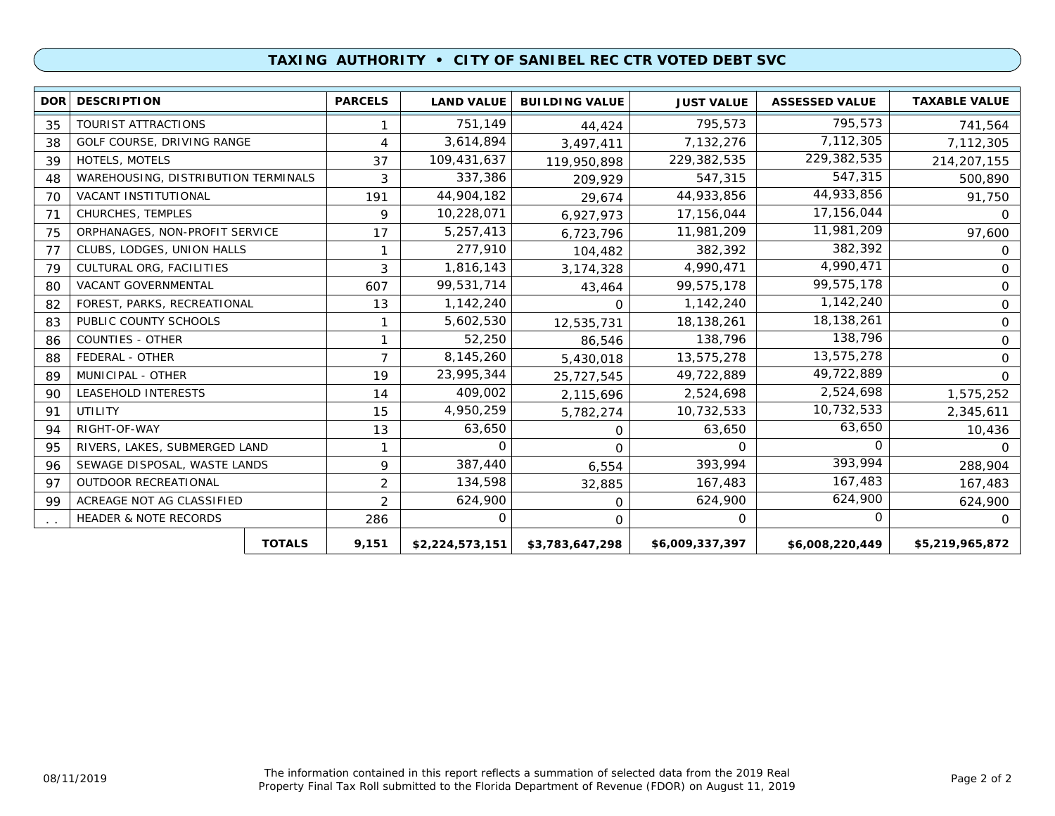## TAXING AUTHORITY • CITY OF SANIBEL REC CTR VOTED DEBT SVC

| DOR | DESCRIPTION | PARCELS | LAND VALUE | BUILDING VALUE | JUST VALUE | ASSESSED VALUE | TAXABLE VALUE |
|---|---|---|---|---|---|---|---|
| 35 | TOURIST ATTRACTIONS | 1 | 751,149 | 44,424 | 795,573 | 795,573 | 741,564 |
| 38 | GOLF COURSE, DRIVING RANGE | 4 | 3,614,894 | 3,497,411 | 7,132,276 | 7,112,305 | 7,112,305 |
| 39 | HOTELS, MOTELS | 37 | 109,431,637 | 119,950,898 | 229,382,535 | 229,382,535 | 214,207,155 |
| 48 | WAREHOUSING, DISTRIBUTION TERMINALS | 3 | 337,386 | 209,929 | 547,315 | 547,315 | 500,890 |
| 70 | VACANT INSTITUTIONAL | 191 | 44,904,182 | 29,674 | 44,933,856 | 44,933,856 | 91,750 |
| 71 | CHURCHES, TEMPLES | 9 | 10,228,071 | 6,927,973 | 17,156,044 | 17,156,044 | 0 |
| 75 | ORPHANAGES, NON-PROFIT SERVICE | 17 | 5,257,413 | 6,723,796 | 11,981,209 | 11,981,209 | 97,600 |
| 77 | CLUBS, LODGES, UNION HALLS | 1 | 277,910 | 104,482 | 382,392 | 382,392 | 0 |
| 79 | CULTURAL ORG, FACILITIES | 3 | 1,816,143 | 3,174,328 | 4,990,471 | 4,990,471 | 0 |
| 80 | VACANT GOVERNMENTAL | 607 | 99,531,714 | 43,464 | 99,575,178 | 99,575,178 | 0 |
| 82 | FOREST, PARKS, RECREATIONAL | 13 | 1,142,240 | 0 | 1,142,240 | 1,142,240 | 0 |
| 83 | PUBLIC COUNTY SCHOOLS | 1 | 5,602,530 | 12,535,731 | 18,138,261 | 18,138,261 | 0 |
| 86 | COUNTIES - OTHER | 1 | 52,250 | 86,546 | 138,796 | 138,796 | 0 |
| 88 | FEDERAL - OTHER | 7 | 8,145,260 | 5,430,018 | 13,575,278 | 13,575,278 | 0 |
| 89 | MUNICIPAL - OTHER | 19 | 23,995,344 | 25,727,545 | 49,722,889 | 49,722,889 | 0 |
| 90 | LEASEHOLD INTERESTS | 14 | 409,002 | 2,115,696 | 2,524,698 | 2,524,698 | 1,575,252 |
| 91 | UTILITY | 15 | 4,950,259 | 5,782,274 | 10,732,533 | 10,732,533 | 2,345,611 |
| 94 | RIGHT-OF-WAY | 13 | 63,650 | 0 | 63,650 | 63,650 | 10,436 |
| 95 | RIVERS, LAKES, SUBMERGED LAND | 1 | 0 | 0 | 0 | 0 | 0 |
| 96 | SEWAGE DISPOSAL, WASTE LANDS | 9 | 387,440 | 6,554 | 393,994 | 393,994 | 288,904 |
| 97 | OUTDOOR RECREATIONAL | 2 | 134,598 | 32,885 | 167,483 | 167,483 | 167,483 |
| 99 | ACREAGE NOT AG CLASSIFIED | 2 | 624,900 | 0 | 624,900 | 624,900 | 624,900 |
| .. | HEADER & NOTE RECORDS | 286 | 0 | 0 | 0 | 0 | 0 |
| | **TOTALS** | **9,151** | **$2,224,573,151** | **$3,783,647,298** | **$6,009,337,397** | **$6,008,220,449** | **$5,219,965,872** |

08/11/2019

The information contained in this report reflects a summation of selected data from the 2019 Real Property Final Tax Roll submitted to the Florida Department of Revenue (FDOR) on August 11, 2019